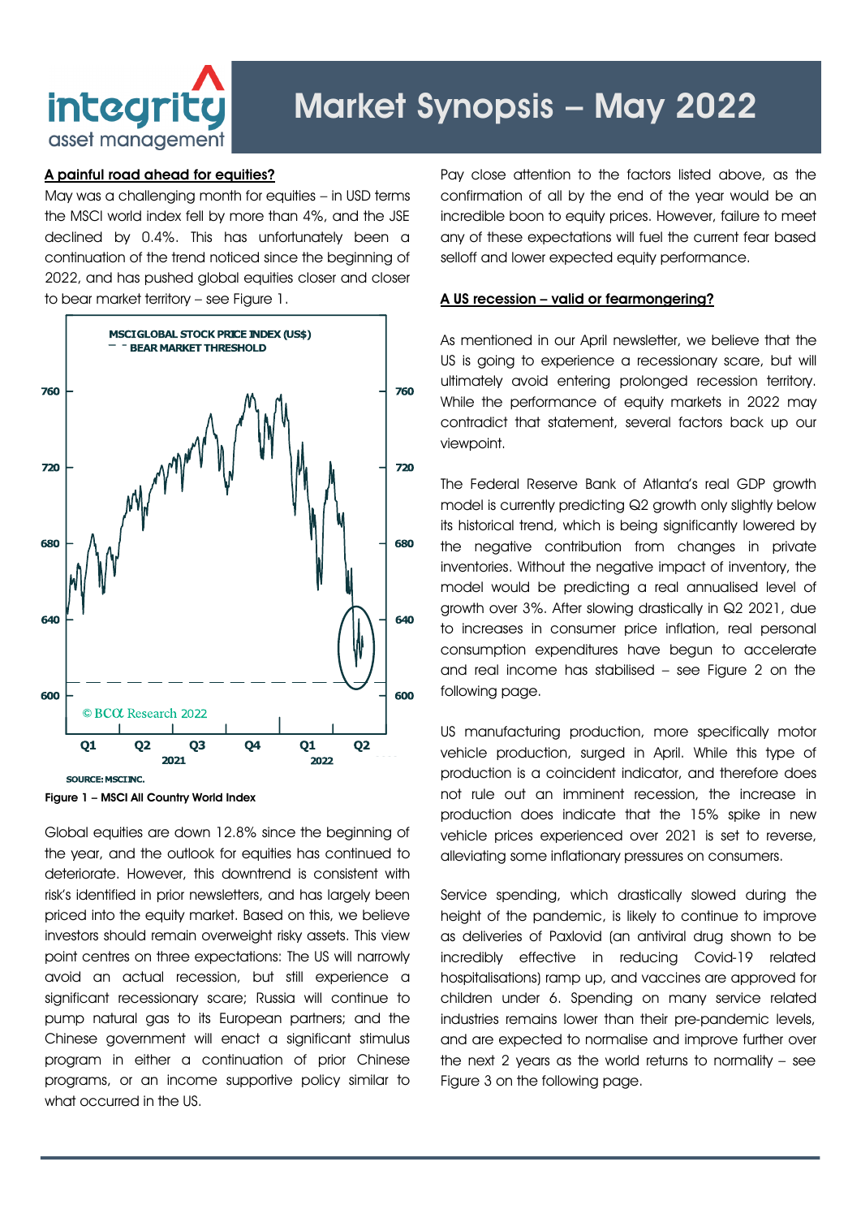# Market Synopsis – May 2022

## A painful road ahead for equities?

May was a challenging month for equities – in USD terms the MSCI world index fell by more than 4%, and the JSE declined by 0.4%. This has unfortunately been a continuation of the trend noticed since the beginning of 2022, and has pushed global equities closer and closer to bear market territory – see Figure 1.

Figure 1 – MSCI All Country World Index

Global equities are down 12.8% since the beginning of the year, and the outlook for equities has continued to deteriorate. However, this downtrend is consistent with risk's identified in prior newsletters, and has largely been priced into the equity market. Based on this, we believe investors should remain overweight risky assets. This view point centres on three expectations: The US will narrowly avoid an actual recession, but still experience a significant recessionary scare; Russia will continue to pump natural gas to its European partners; and the Chinese government will enact a significant stimulus program in either a continuation of prior Chinese programs, or an income supportive policy similar to what occurred in the US.

Pay close attention to the factors listed above, as the confirmation of all by the end of the year would be an incredible boon to equity prices. However, failure to meet any of these expectations will fuel the current fear based selloff and lower expected equity performance.

## A US recession – valid or fearmongering?

As mentioned in our April newsletter, we believe that the US is going to experience a recessionary scare, but will ultimately avoid entering prolonged recession territory. While the performance of equity markets in 2022 may contradict that statement, several factors back up our viewpoint.

The Federal Reserve Bank of Atlanta's real GDP growth model is currently predicting Q2 growth only slightly below its historical trend, which is being significantly lowered by the negative contribution from changes in private inventories. Without the negative impact of inventory, the model would be predicting a real annualised level of growth over 3%. After slowing drastically in Q2 2021, due to increases in consumer price inflation, real personal consumption expenditures have begun to accelerate and real income has stabilised – see Figure 2 on the following page.

US manufacturing production, more specifically motor vehicle production, surged in April. While this type of production is a coincident indicator, and therefore does not rule out an imminent recession, the increase in production does indicate that the 15% spike in new vehicle prices experienced over 2021 is set to reverse, alleviating some inflationary pressures on consumers.

Service spending, which drastically slowed during the height of the pandemic, is likely to continue to improve as deliveries of Paxlovid (an antiviral drug shown to be incredibly effective in reducing Covid-19 related hospitalisations) ramp up, and vaccines are approved for children under 6. Spending on many service related industries remains lower than their pre-pandemic levels, and are expected to normalise and improve further over the next 2 years as the world returns to normality – see Figure 3 on the following page.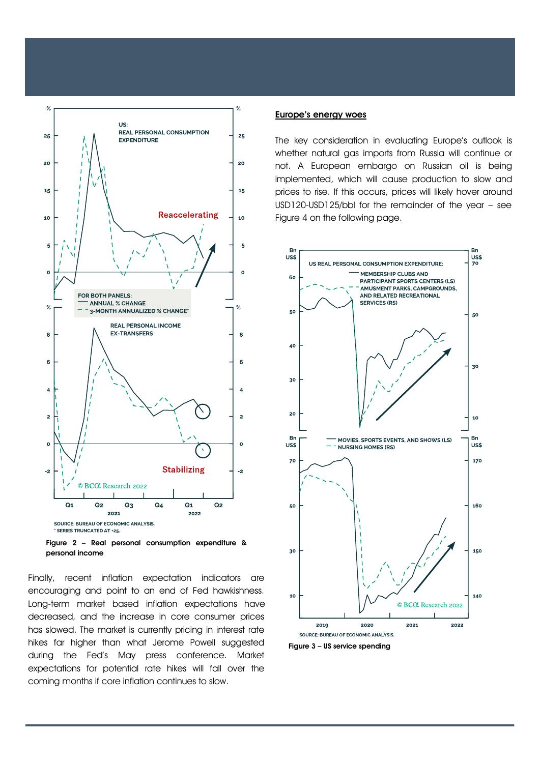Figure 2 – Real personal consumption expenditure & personal income

Finally, recent inflation expectation indicators are encouraging and point to an end of Fed hawkishness. Long-term market based inflation expectations have decreased, and the increase in core consumer prices has slowed. The market is currently pricing in interest rate hikes far higher than what Jerome Powell suggested during the Fed's May press conference. Market expectations for potential rate hikes will fall over the coming months if core inflation continues to slow.

## Europe's energy woes

The key consideration in evaluating Europe's outlook is whether natural gas imports from Russia will continue or not. A European embargo on Russian oil is being implemented, which will cause production to slow and prices to rise. If this occurs, prices will likely hover around USD120-USD125/bbl for the remainder of the year – see Figure 4 on the following page.

Figure 3 – US service spending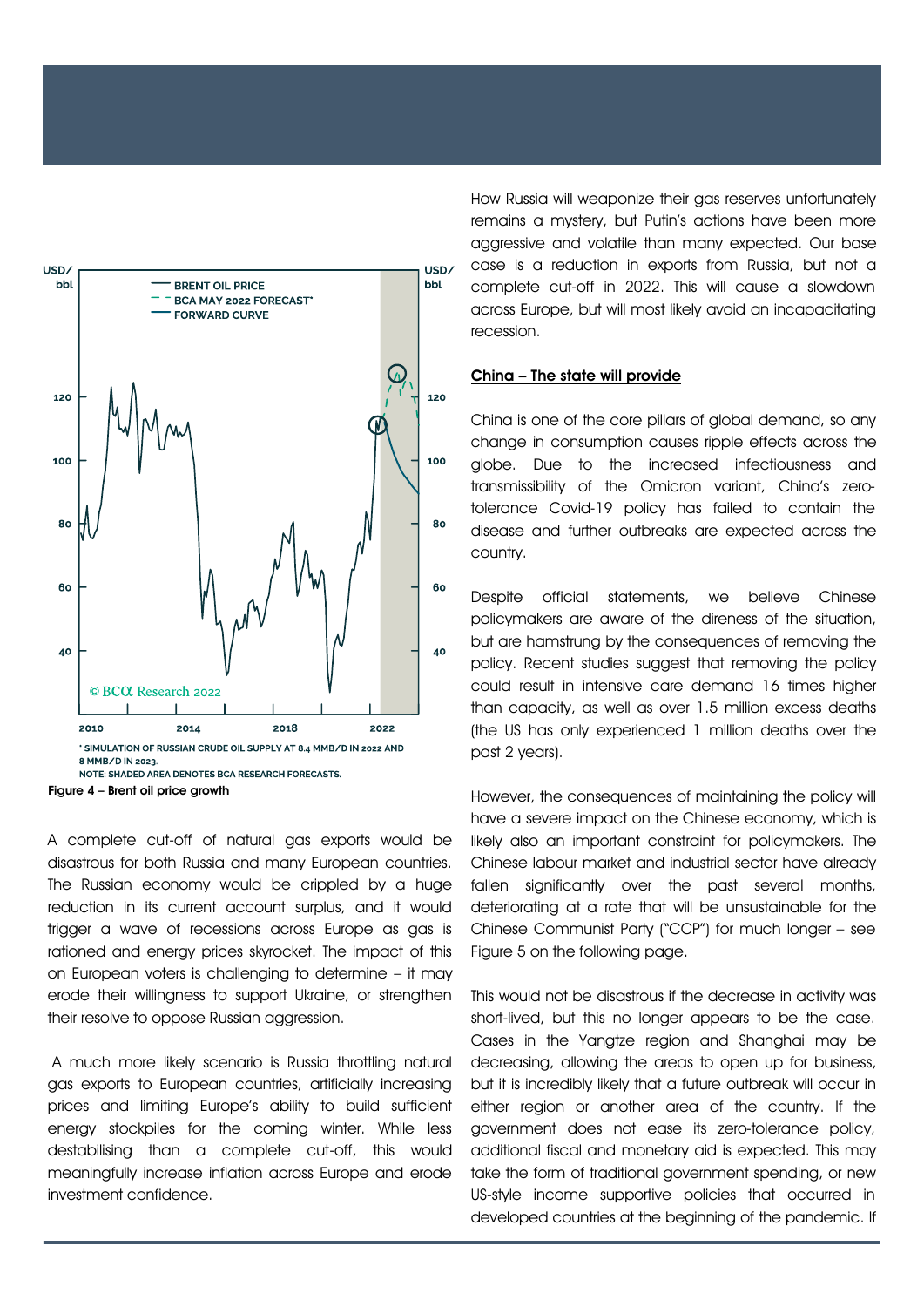USD/bbl

BRENT OIL PRICE
BCA MAY 2022 FORECAST*
FORWARD CURVE

© BCA Research 2022

* SIMULATION OF RUSSIAN CRUDE OIL SUPPLY AT 8.4 MMB/D IN 2022 AND 8 MMB/D IN 2023.
NOTE: SHADED AREA DENOTES BCA RESEARCH FORECASTS.

**Figure 4 – Brent oil price growth**

A complete cut-off of natural gas exports would be disastrous for both Russia and many European countries. The Russian economy would be crippled by a huge reduction in its current account surplus, and it would trigger a wave of recessions across Europe as gas is rationed and energy prices skyrocket. The impact of this on European voters is challenging to determine – it may erode their willingness to support Ukraine, or strengthen their resolve to oppose Russian aggression.

A much more likely scenario is Russia throttling natural gas exports to European countries, artificially increasing prices and limiting Europe's ability to build sufficient energy stockpiles for the coming winter. While less destabilising than a complete cut-off, this would meaningfully increase inflation across Europe and erode investment confidence.

How Russia will weaponize their gas reserves unfortunately remains a mystery, but Putin's actions have been more aggressive and volatile than many expected. Our base case is a reduction in exports from Russia, but not a complete cut-off in 2022. This will cause a slowdown across Europe, but will most likely avoid an incapacitating recession.

## China – The state will provide

China is one of the core pillars of global demand, so any change in consumption causes ripple effects across the globe. Due to the increased infectiousness and transmissibility of the Omicron variant, China's zero-tolerance Covid-19 policy has failed to contain the disease and further outbreaks are expected across the country.

Despite official statements, we believe Chinese policymakers are aware of the direness of the situation, but are hamstrung by the consequences of removing the policy. Recent studies suggest that removing the policy could result in intensive care demand 16 times higher than capacity, as well as over 1.5 million excess deaths (the US has only experienced 1 million deaths over the past 2 years).

However, the consequences of maintaining the policy will have a severe impact on the Chinese economy, which is likely also an important constraint for policymakers. The Chinese labour market and industrial sector have already fallen significantly over the past several months, deteriorating at a rate that will be unsustainable for the Chinese Communist Party ("CCP") for much longer – see Figure 5 on the following page.

This would not be disastrous if the decrease in activity was short-lived, but this no longer appears to be the case. Cases in the Yangtze region and Shanghai may be decreasing, allowing the areas to open up for business, but it is incredibly likely that a future outbreak will occur in either region or another area of the country. If the government does not ease its zero-tolerance policy, additional fiscal and monetary aid is expected. This may take the form of traditional government spending, or new US-style income supportive policies that occurred in developed countries at the beginning of the pandemic. If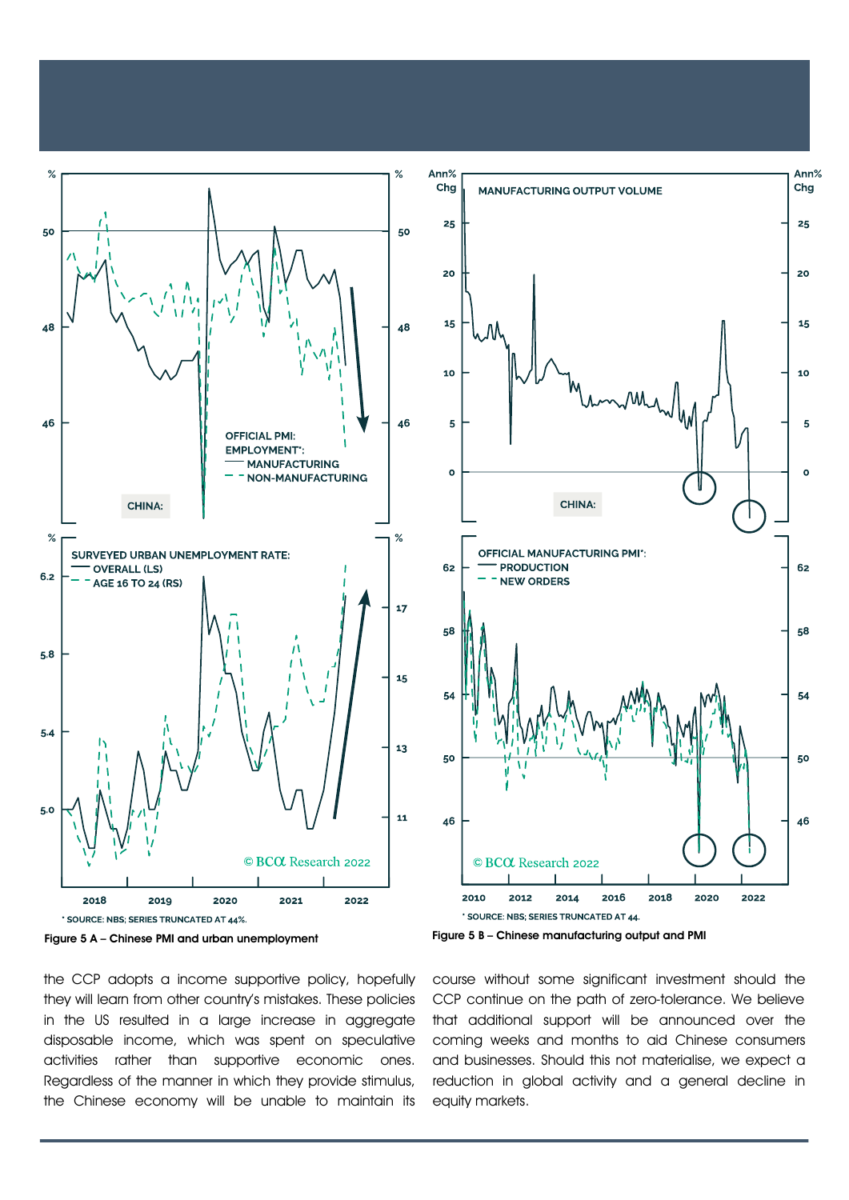Figure 5 A – Chinese PMI and urban unemployment

Figure 5 B – Chinese manufacturing output and PMI

the CCP adopts a income supportive policy, hopefully they will learn from other country's mistakes. These policies in the US resulted in a large increase in aggregate disposable income, which was spent on speculative activities rather than supportive economic ones. Regardless of the manner in which they provide stimulus, the Chinese economy will be unable to maintain its course without some significant investment should the CCP continue on the path of zero-tolerance. We believe that additional support will be announced over the coming weeks and months to aid Chinese consumers and businesses. Should this not materialise, we expect a reduction in global activity and a general decline in equity markets.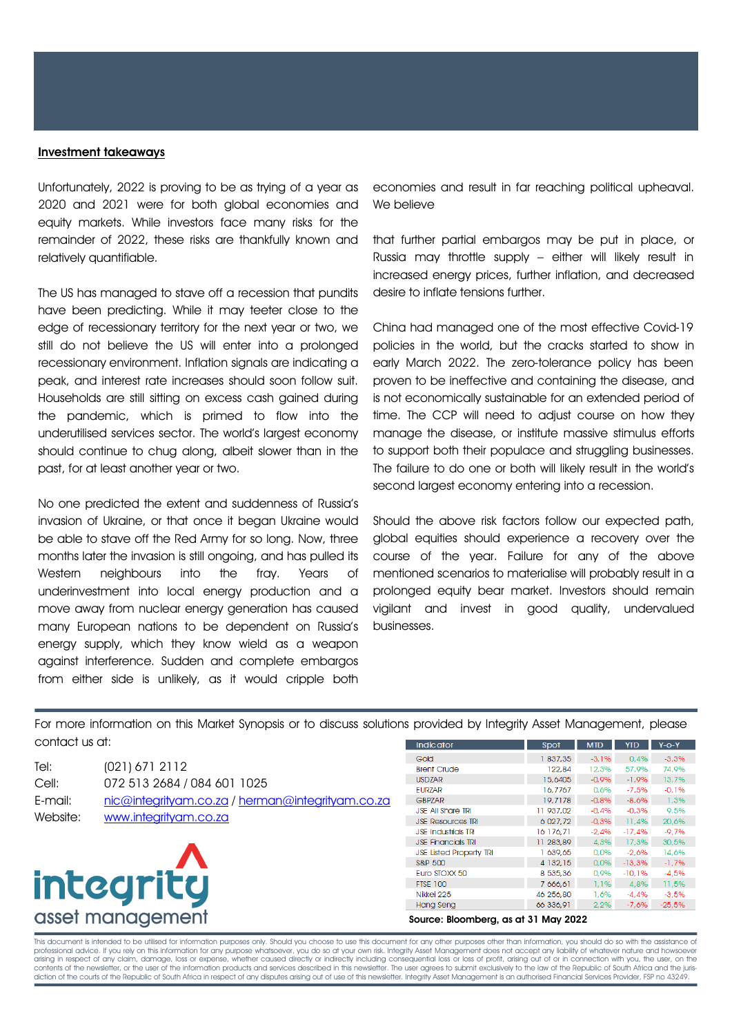## Investment takeaways

Unfortunately, 2022 is proving to be as trying of a year as 2020 and 2021 were for both global economies and equity markets. While investors face many risks for the remainder of 2022, these risks are thankfully known and relatively quantifiable.

The US has managed to stave off a recession that pundits have been predicting. While it may teeter close to the edge of recessionary territory for the next year or two, we still do not believe the US will enter into a prolonged recessionary environment. Inflation signals are indicating a peak, and interest rate increases should soon follow suit. Households are still sitting on excess cash gained during the pandemic, which is primed to flow into the underutilised services sector. The world's largest economy should continue to chug along, albeit slower than in the past, for at least another year or two.

No one predicted the extent and suddenness of Russia's invasion of Ukraine, or that once it began Ukraine would be able to stave off the Red Army for so long. Now, three months later the invasion is still ongoing, and has pulled its Western neighbours into the fray. Years of underinvestment into local energy production and a move away from nuclear energy generation has caused many European nations to be dependent on Russia's energy supply, which they know wield as a weapon against interference. Sudden and complete embargos from either side is unlikely, as it would cripple both economies and result in far reaching political upheaval. We believe

that further partial embargos may be put in place, or Russia may throttle supply – either will likely result in increased energy prices, further inflation, and decreased desire to inflate tensions further.

China had managed one of the most effective Covid-19 policies in the world, but the cracks started to show in early March 2022. The zero-tolerance policy has been proven to be ineffective and containing the disease, and is not economically sustainable for an extended period of time. The CCP will need to adjust course on how they manage the disease, or institute massive stimulus efforts to support both their populace and struggling businesses. The failure to do one or both will likely result in the world's second largest economy entering into a recession.

Should the above risk factors follow our expected path, global equities should experience a recovery over the course of the year. Failure for any of the above mentioned scenarios to materialise will probably result in a prolonged equity bear market. Investors should remain vigilant and invest in good quality, undervalued businesses.

For more information on this Market Synopsis or to discuss solutions provided by Integrity Asset Management, please contact us at:

Tel: (021) 671 2112
Cell: 072 513 2684 / 084 601 1025
E-mail: nic@integrityam.co.za / herman@integrityam.co.za
Website: www.integrityam.co.za

integrity asset management

| Indicator | Spot | MTD | YTD | Y-o-Y |
|---|---|---|---|---|
| Gold | 1 837,35 | -3,1% | 0,4% | -3,3% |
| Brent Crude | 122,84 | 12,3% | 57,9% | 74,9% |
| USDZAR | 15,6405 | -0,9% | -1,9% | 13,7% |
| EURZAR | 16,7767 | 0,6% | -7,5% | -0,1% |
| GBPZAR | 19,7178 | -0,8% | -8,6% | 1,3% |
| JSE All Share TRI | 11 937,02 | -0,4% | -0,3% | 9,5% |
| JSE Resources TRI | 6 027,72 | -0,3% | 11,4% | 20,6% |
| JSE Industrials TRI | 16 176,71 | -2,4% | -17,4% | -9,7% |
| JSE Financials TRI | 11 283,89 | 4,3% | 17,3% | 30,5% |
| JSE Listed Property TRI | 1 639,65 | 0,0% | -2,6% | 14,6% |
| S&P 500 | 4 132,15 | 0,0% | -13,3% | -1,7% |
| Euro STOXX 50 | 8 535,36 | 0,9% | -10,1% | -4,5% |
| FTSE 100 | 7 666,61 | 1,1% | 4,8% | 11,5% |
| Nikkei 225 | 46 256,80 | 1,6% | -4,4% | -3,5% |
| Hang Seng | 66 336,91 | 2,2% | -7,6% | -25,5% |

Source: Bloomberg, as at 31 May 2022

This document is intended to be utilised for information purposes only. Should you choose to use this document for any other purposes other than information, you should do so with the assistance of professional advice. If you rely on this information for any purpose whatsoever, you do so at your own risk. Integrity Asset Management does not accept any liability of whatever nature and howsoever arising in respect of any claim, damage, loss or expense, whether caused directly or indirectly including consequential loss or loss of profit, arising out of or in connection with you, the user, on the contents of the newsletter, or the user of the information products and services described in this newsletter. The user agrees to submit exclusively to the law of the Republic of South Africa and the jurisdiction of the courts of the Republic of South Africa in respect of any disputes arising out of use of this newsletter. Integrity Asset Management is an authorised Financial Services Provider, FSP no 43249.